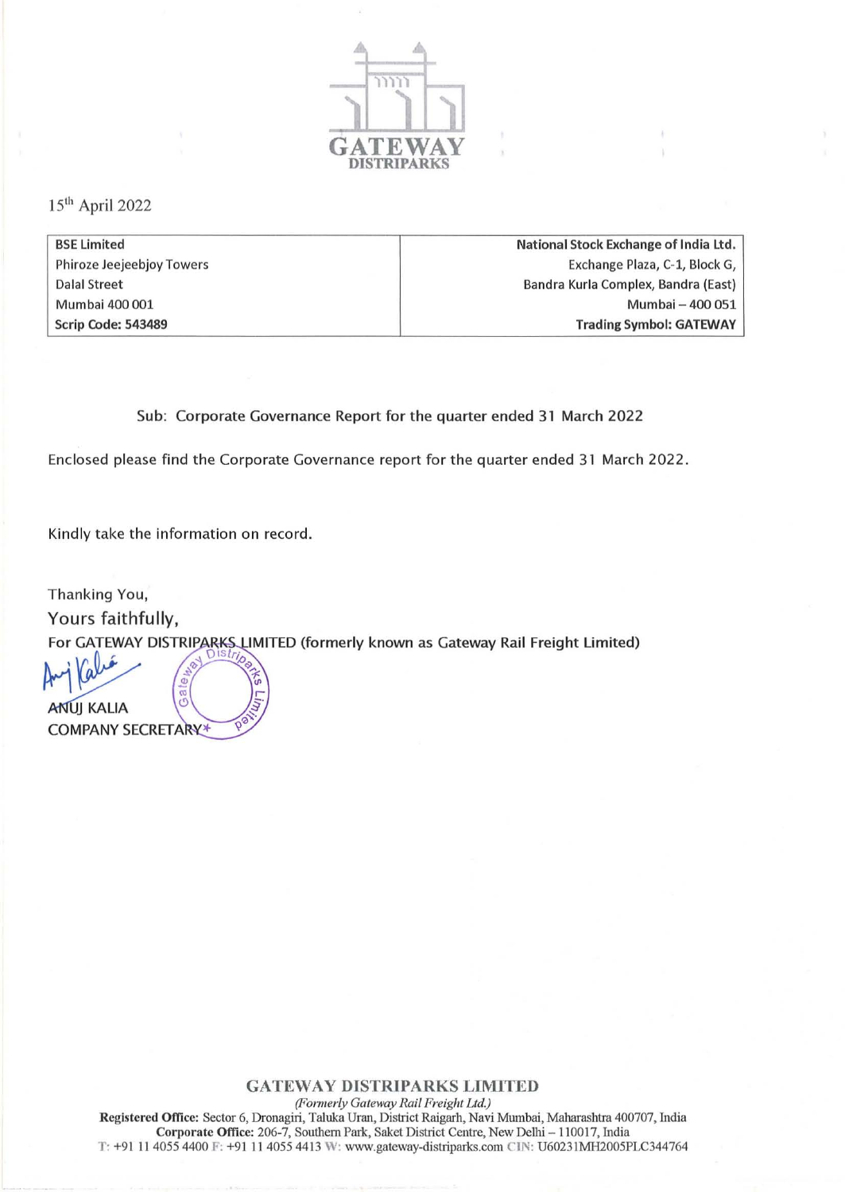GATEWAY DISTRIPARKS

15th April 2022

| BSE Limited | National Stock Exchange of India Ltd. |
|---|---|
| Phiroze Jeejeebjoy Towers | Exchange Plaza, C-1, Block G, |
| Dalal Street | Bandra Kurla Complex, Bandra (East) |
| Mumbai 400 001 | Mumbai – 400 051 |
| **Scrip Code: 543489** | **Trading Symbol: GATEWAY** |

Sub: Corporate Governance Report for the quarter ended 31 March 2022

Enclosed please find the Corporate Governance report for the quarter ended 31 March 2022.

Kindly take the information on record.

Thanking You,

Yours faithfully,

For GATEWAY DISTRIPARKS LIMITED (formerly known as Gateway Rail Freight Limited)

ANUJ KALIA

COMPANY SECRETARY

**GATEWAY DISTRIPARKS LIMITED**

*(Formerly Gateway Rail Freight Ltd.)*

**Registered Office:** Sector 6, Dronagiri, Taluka Uran, District Raigarh, Navi Mumbai, Maharashtra 400707, India

**Corporate Office:** 206-7, Southern Park, Saket District Centre, New Delhi – 110017, India

T: +91 11 4055 4400 F: +91 11 4055 4413 W: www.gateway-distriparks.com CIN: U60231MH2005PLC344764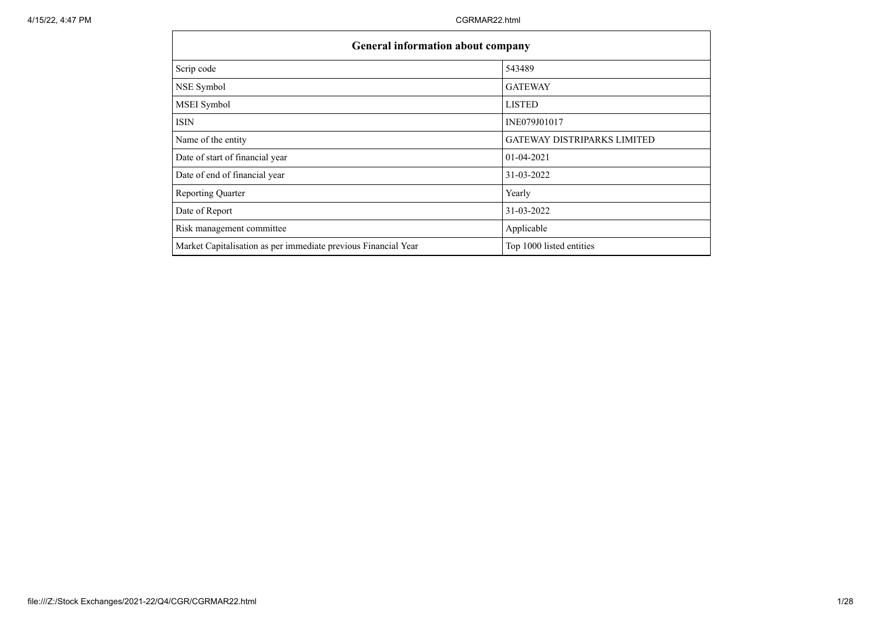| General information about company | |
|---|---|
| Scrip code | 543489 |
| NSE Symbol | GATEWAY |
| MSEI Symbol | LISTED |
| ISIN | INE079J01017 |
| Name of the entity | GATEWAY DISTRIPARKS LIMITED |
| Date of start of financial year | 01-04-2021 |
| Date of end of financial year | 31-03-2022 |
| Reporting Quarter | Yearly |
| Date of Report | 31-03-2022 |
| Risk management committee | Applicable |
| Market Capitalisation as per immediate previous Financial Year | Top 1000 listed entities |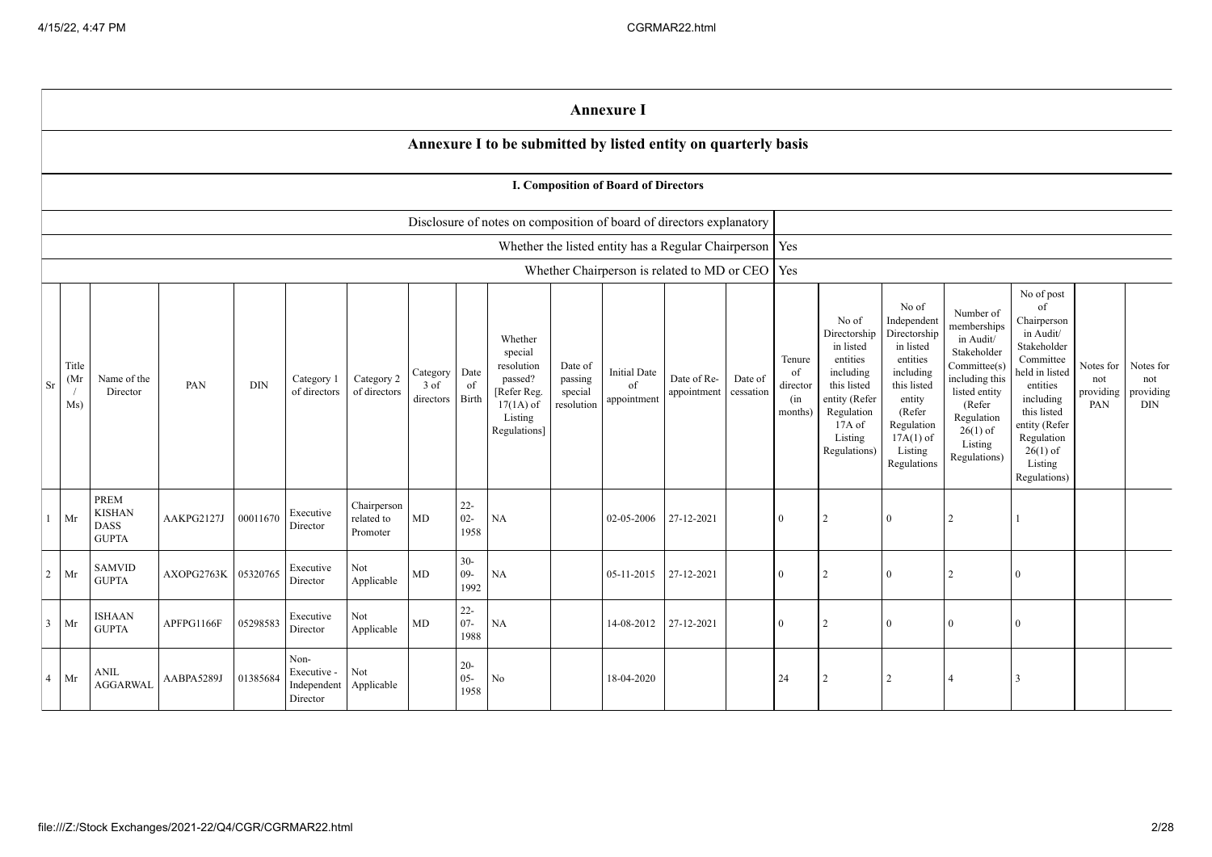# Annexure I

## Annexure I to be submitted by listed entity on quarterly basis

### I. Composition of Board of Directors

| | |
|---|---|
| Disclosure of notes on composition of board of directors explanatory | |
| Whether the listed entity has a Regular Chairperson | Yes |
| Whether Chairperson is related to MD or CEO | Yes |

| Sr | Title (Mr / Ms) | Name of the Director | PAN | DIN | Category 1 of directors | Category 2 of directors | Category 3 of directors | Date of Birth | Whether special resolution passed? [Refer Reg. 17(1A) of Listing Regulations] | Date of passing special resolution | Initial Date of appointment | Date of Re-appointment | Date of cessation | Tenure of director (in months) | No of Directorship in listed entities including this listed entity (Refer Regulation 17A of Listing Regulations) | No of Independent Directorship in listed entities including this listed entity (Refer Regulation 17A(1) of Listing Regulations | Number of memberships in Audit/ Stakeholder Committee(s) including this listed entity (Refer Regulation 26(1) of Listing Regulations) | No of post of Chairperson in Audit/ Stakeholder Committee held in listed entities including this listed entity (Refer Regulation 26(1) of Listing Regulations) | Notes for not providing PAN | Notes for not providing DIN |
|---|---|---|---|---|---|---|---|---|---|---|---|---|---|---|---|---|---|---|---|---|
| 1 | Mr | PREM KISHAN DASS GUPTA | AAKPG2127J | 00011670 | Executive Director | Chairperson related to Promoter | MD | 22-02-1958 | NA | | 02-05-2006 | 27-12-2021 | | 0 | 2 | 0 | 2 | 1 | | |
| 2 | Mr | SAMVID GUPTA | AXOPG2763K | 05320765 | Executive Director | Not Applicable | MD | 30-09-1992 | NA | | 05-11-2015 | 27-12-2021 | | 0 | 2 | 0 | 2 | 0 | | |
| 3 | Mr | ISHAAN GUPTA | APFPG1166F | 05298583 | Executive Director | Not Applicable | MD | 22-07-1988 | NA | | 14-08-2012 | 27-12-2021 | | 0 | 2 | 0 | 0 | 0 | | |
| 4 | Mr | ANIL AGGARWAL | AABPA5289J | 01385684 | Non-Executive - Independent Director | Not Applicable | | 20-05-1958 | No | | 18-04-2020 | | | 24 | 2 | 2 | 4 | 3 | | |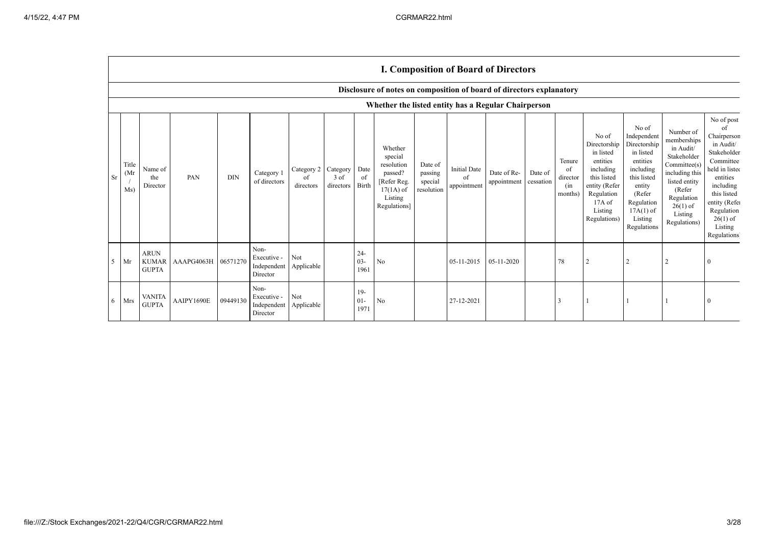## I. Composition of Board of Directors

### Disclosure of notes on composition of board of directors explanatory

### Whether the listed entity has a Regular Chairperson

| Sr | Title (Mr / Ms) | Name of the Director | PAN | DIN | Category 1 of directors | Category 2 of directors | Category 3 of directors | Date of Birth | Whether special resolution passed? [Refer Reg. 17(1A) of Listing Regulations] | Date of passing special resolution | Initial Date of appointment | Date of Re-appointment | Date of cessation | Tenure of director (in months) | No of Directorship in listed entities including this listed entity (Refer Regulation 17A of Listing Regulations) | No of Independent Directorship in listed entities including this listed entity (Refer Regulation 17A(1) of Listing Regulations | Number of memberships in Audit/ Stakeholder Committee(s) including this listed entity (Refer Regulation 26(1) of Listing Regulations) | No of post of Chairperson in Audit/ Stakeholder Committee held in listed entities including this listed entity (Refer Regulation 26(1) of Listing Regulations) |
|---|---|---|---|---|---|---|---|---|---|---|---|---|---|---|---|---|---|---|
| 5 | Mr | ARUN KUMAR GUPTA | AAAPG4063H | 06571270 | Non-Executive - Independent Director | Not Applicable | | 24-03-1961 | No | | 05-11-2015 | 05-11-2020 | | 78 | 2 | 2 | 2 | 0 |
| 6 | Mrs | VANITA GUPTA | AAIPY1690E | 09449130 | Non-Executive - Independent Director | Not Applicable | | 19-01-1971 | No | | 27-12-2021 | | | 3 | 1 | 1 | 1 | 0 |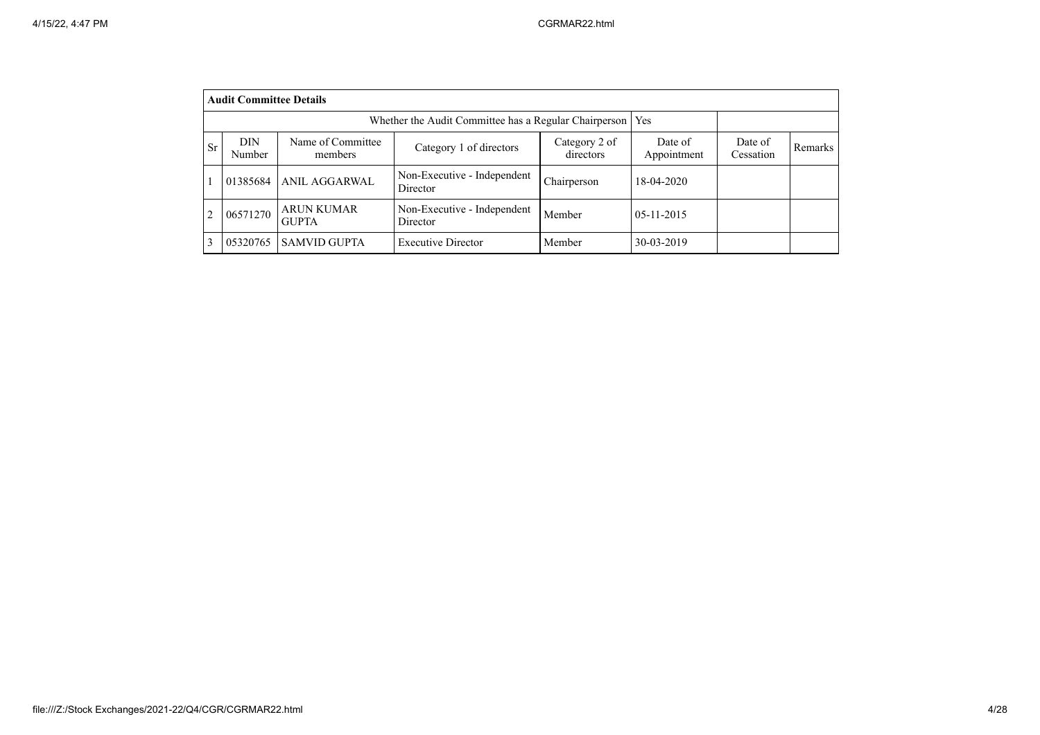| Audit Committee Details | | | | | | | |
|---|---|---|---|---|---|---|---|
| Whether the Audit Committee has a Regular Chairperson | | | | | Yes | | |
| Sr | DIN Number | Name of Committee members | Category 1 of directors | Category 2 of directors | Date of Appointment | Date of Cessation | Remarks |
| 1 | 01385684 | ANIL AGGARWAL | Non-Executive - Independent Director | Chairperson | 18-04-2020 | | |
| 2 | 06571270 | ARUN KUMAR GUPTA | Non-Executive - Independent Director | Member | 05-11-2015 | | |
| 3 | 05320765 | SAMVID GUPTA | Executive Director | Member | 30-03-2019 | | |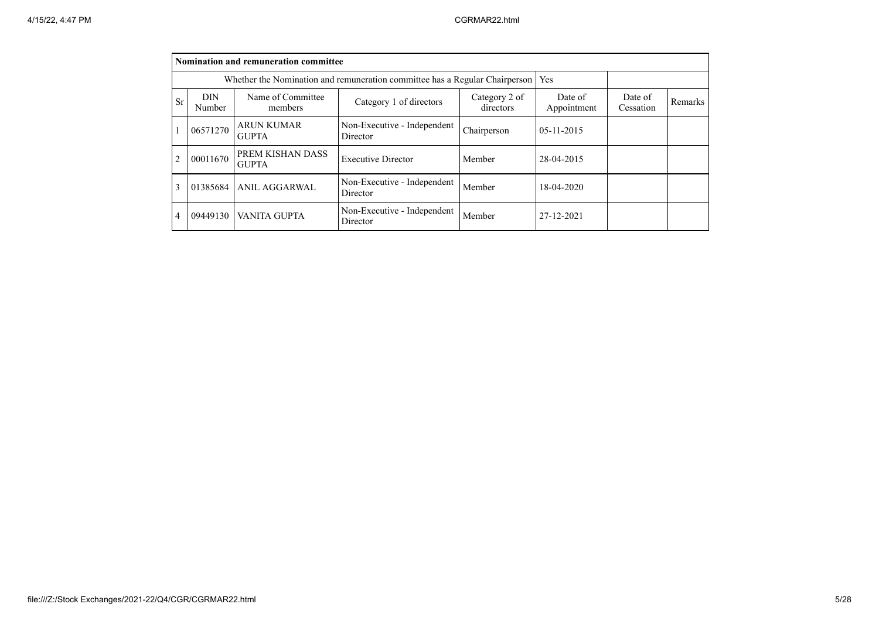| Nomination and remuneration committee | | | | | | | |
|---|---|---|---|---|---|---|---|
| Whether the Nomination and remuneration committee has a Regular Chairperson | | | | | Yes | | |
| Sr | DIN Number | Name of Committee members | Category 1 of directors | Category 2 of directors | Date of Appointment | Date of Cessation | Remarks |
| 1 | 06571270 | ARUN KUMAR GUPTA | Non-Executive - Independent Director | Chairperson | 05-11-2015 | | |
| 2 | 00011670 | PREM KISHAN DASS GUPTA | Executive Director | Member | 28-04-2015 | | |
| 3 | 01385684 | ANIL AGGARWAL | Non-Executive - Independent Director | Member | 18-04-2020 | | |
| 4 | 09449130 | VANITA GUPTA | Non-Executive - Independent Director | Member | 27-12-2021 | | |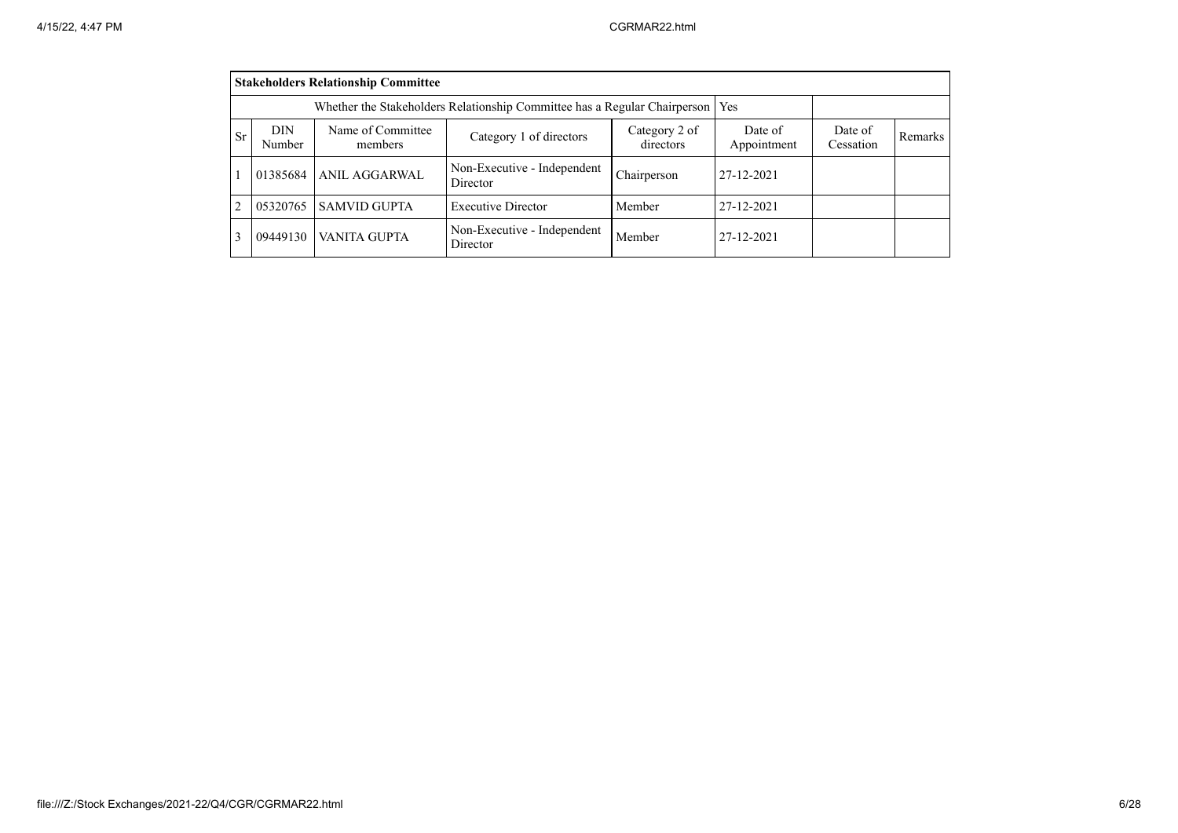| Stakeholders Relationship Committee | | | | | | | |
|---|---|---|---|---|---|---|---|
| Whether the Stakeholders Relationship Committee has a Regular Chairperson | | | | | Yes | | |
| Sr | DIN Number | Name of Committee members | Category 1 of directors | Category 2 of directors | Date of Appointment | Date of Cessation | Remarks |
| 1 | 01385684 | ANIL AGGARWAL | Non-Executive - Independent Director | Chairperson | 27-12-2021 | | |
| 2 | 05320765 | SAMVID GUPTA | Executive Director | Member | 27-12-2021 | | |
| 3 | 09449130 | VANITA GUPTA | Non-Executive - Independent Director | Member | 27-12-2021 | | |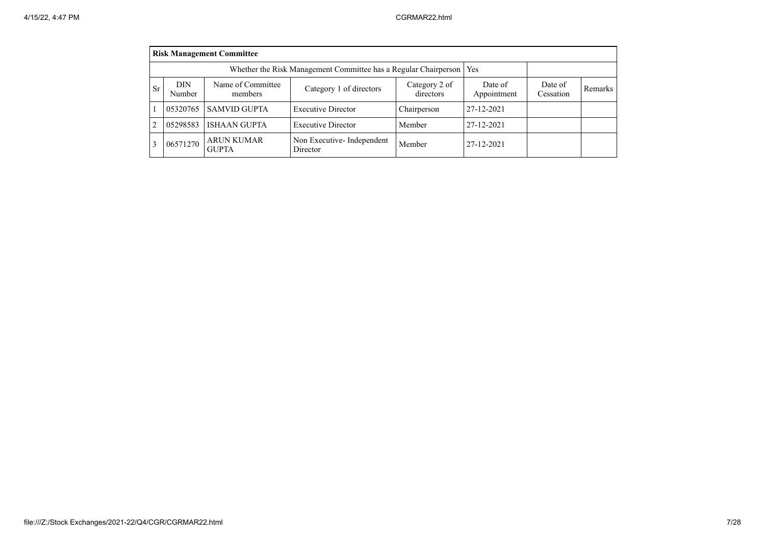| Risk Management Committee | | | | | | | |
|---|---|---|---|---|---|---|---|
| Whether the Risk Management Committee has a Regular Chairperson | | | | | Yes | | |
| Sr | DIN Number | Name of Committee members | Category 1 of directors | Category 2 of directors | Date of Appointment | Date of Cessation | Remarks |
| 1 | 05320765 | SAMVID GUPTA | Executive Director | Chairperson | 27-12-2021 | | |
| 2 | 05298583 | ISHAAN GUPTA | Executive Director | Member | 27-12-2021 | | |
| 3 | 06571270 | ARUN KUMAR GUPTA | Non Executive- Independent Director | Member | 27-12-2021 | | |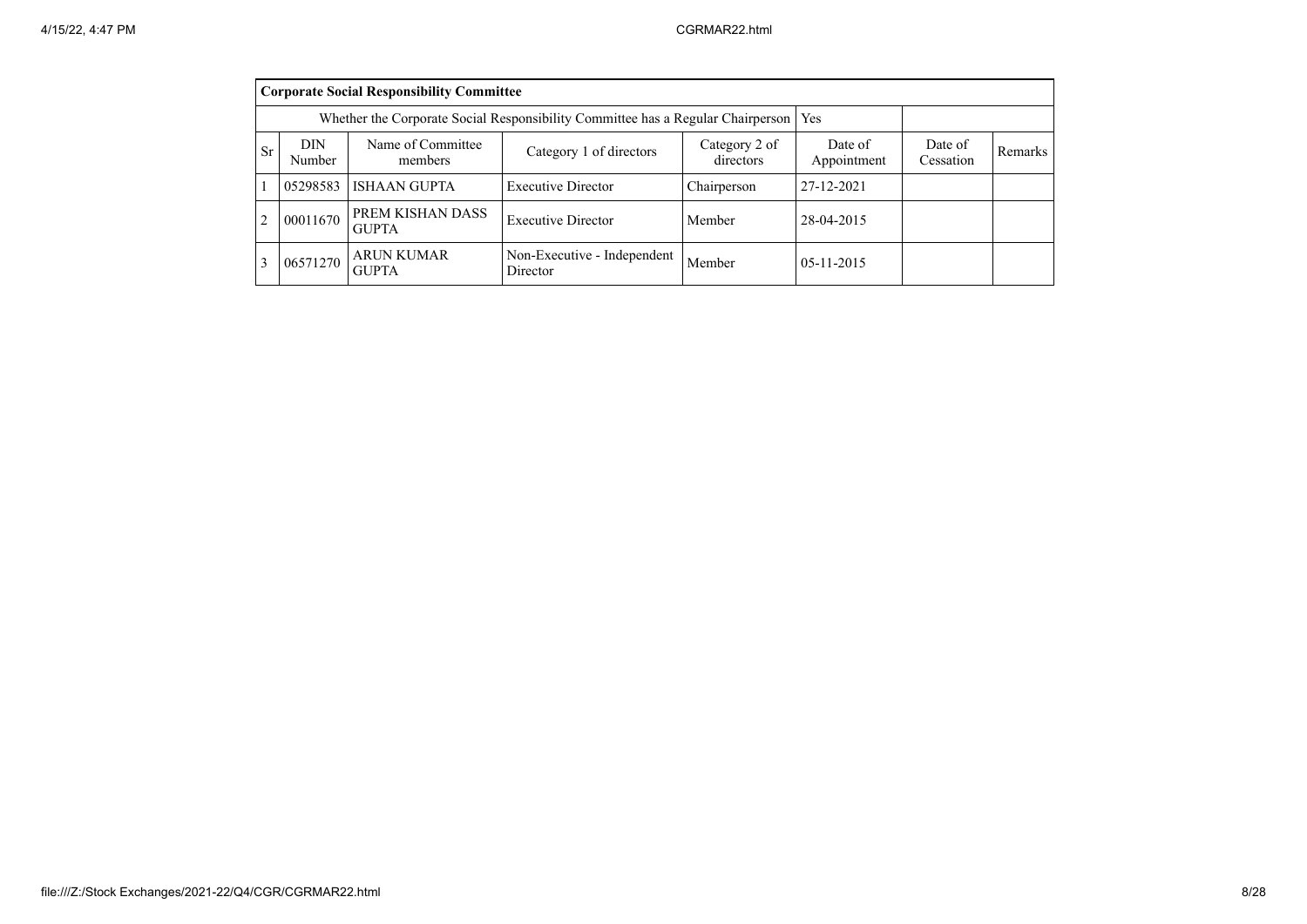| Corporate Social Responsibility Committee | | | | | | | |
|---|---|---|---|---|---|---|---|
| Whether the Corporate Social Responsibility Committee has a Regular Chairperson | | | | | Yes | | |
| Sr | DIN Number | Name of Committee members | Category 1 of directors | Category 2 of directors | Date of Appointment | Date of Cessation | Remarks |
| 1 | 05298583 | ISHAAN GUPTA | Executive Director | Chairperson | 27-12-2021 | | |
| 2 | 00011670 | PREM KISHAN DASS GUPTA | Executive Director | Member | 28-04-2015 | | |
| 3 | 06571270 | ARUN KUMAR GUPTA | Non-Executive - Independent Director | Member | 05-11-2015 | | |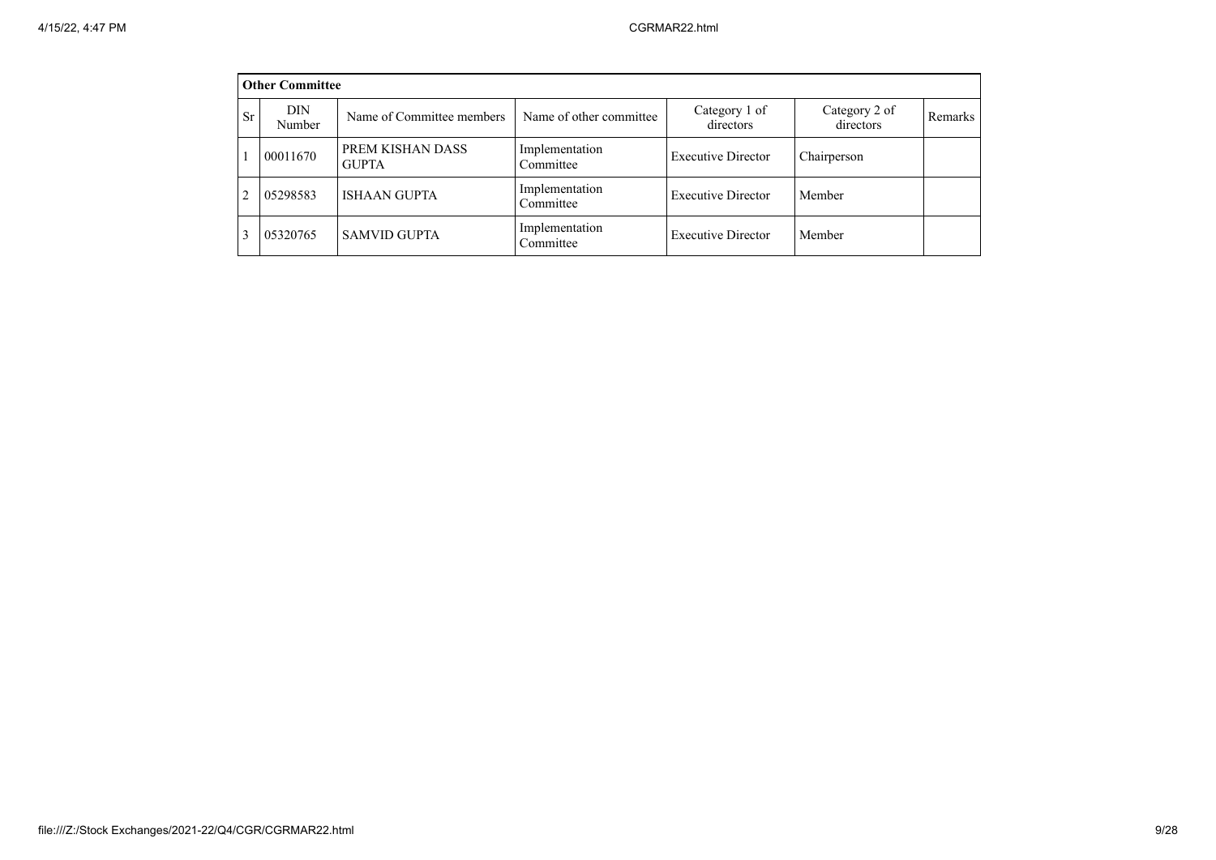| Other Committee | | | | | | |
|---|---|---|---|---|---|---|
| Sr | DIN Number | Name of Committee members | Name of other committee | Category 1 of directors | Category 2 of directors | Remarks |
| 1 | 00011670 | PREM KISHAN DASS GUPTA | Implementation Committee | Executive Director | Chairperson | |
| 2 | 05298583 | ISHAAN GUPTA | Implementation Committee | Executive Director | Member | |
| 3 | 05320765 | SAMVID GUPTA | Implementation Committee | Executive Director | Member | |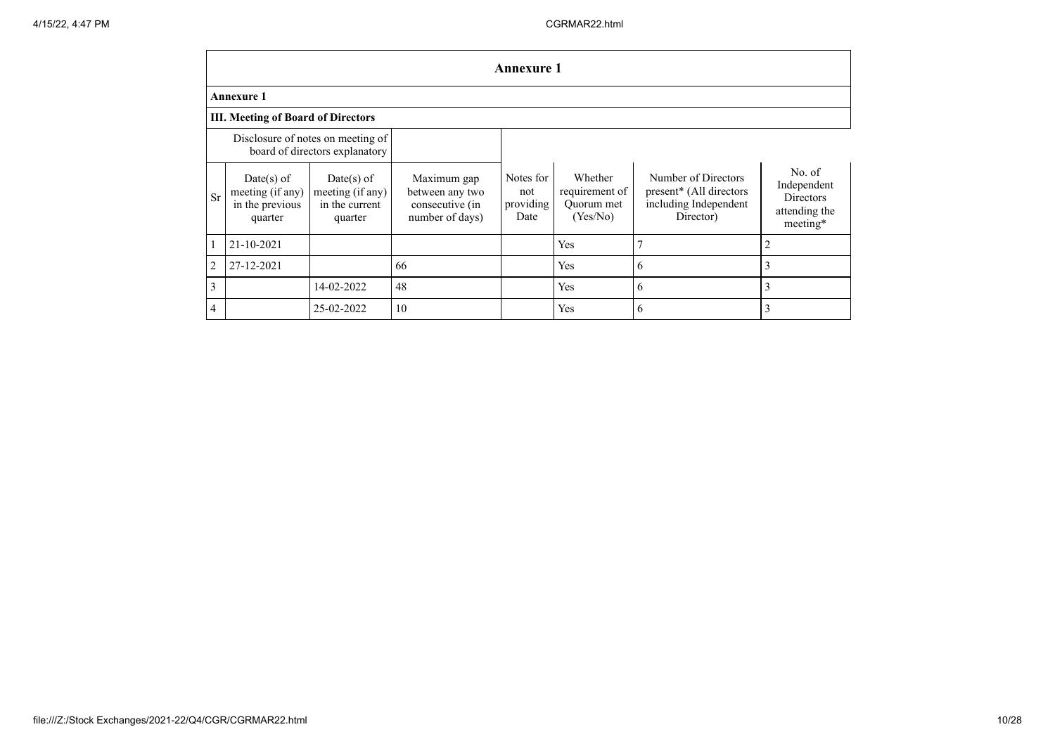## Annexure 1

### Annexure 1

### III. Meeting of Board of Directors

| Disclosure of notes on meeting of board of directors explanatory | | | | | | | |
|---|---|---|---|---|---|---|---|
| Sr | Date(s) of meeting (if any) in the previous quarter | Date(s) of meeting (if any) in the current quarter | Maximum gap between any two consecutive (in number of days) | Notes for not providing Date | Whether requirement of Quorum met (Yes/No) | Number of Directors present* (All directors including Independent Director) | No. of Independent Directors attending the meeting* |
| 1 | 21-10-2021 | | | | Yes | 7 | 2 |
| 2 | 27-12-2021 | | 66 | | Yes | 6 | 3 |
| 3 | | 14-02-2022 | 48 | | Yes | 6 | 3 |
| 4 | | 25-02-2022 | 10 | | Yes | 6 | 3 |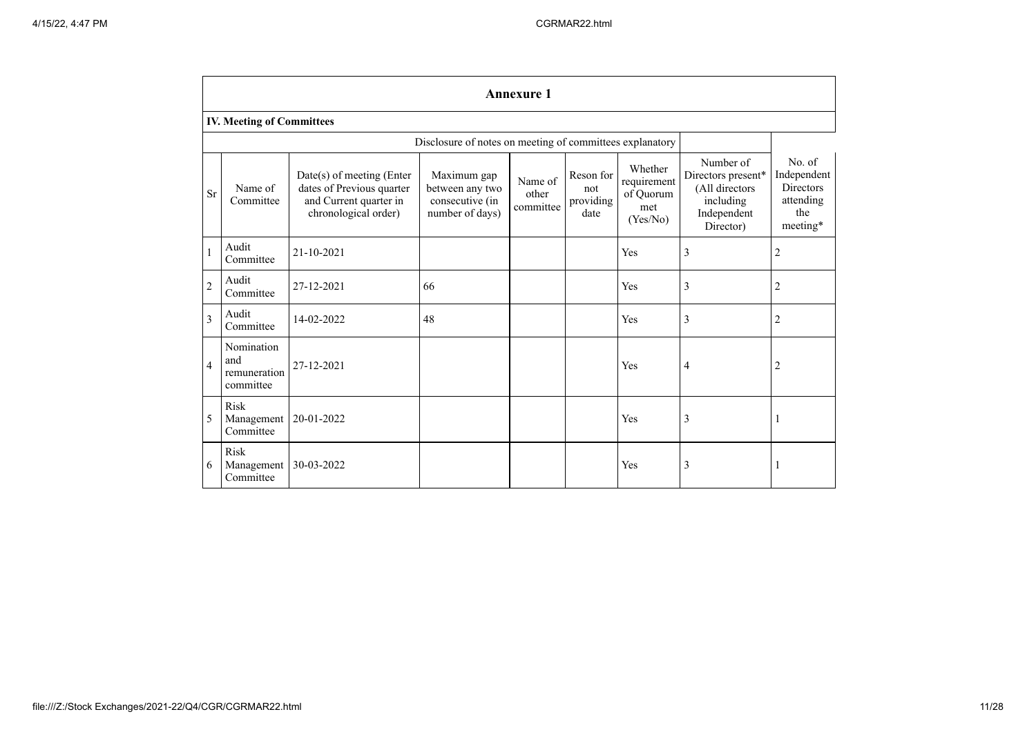# Annexure 1

## IV. Meeting of Committees

| | | | Disclosure of notes on meeting of committees explanatory | | | | | |
|---|---|---|---|---|---|---|---|---|
| Sr | Name of Committee | Date(s) of meeting (Enter dates of Previous quarter and Current quarter in chronological order) | Maximum gap between any two consecutive (in number of days) | Name of other committee | Reson for not providing date | Whether requirement of Quorum met (Yes/No) | Number of Directors present* (All directors including Independent Director) | No. of Independent Directors attending the meeting* |
| 1 | Audit Committee | 21-10-2021 | | | | Yes | 3 | 2 |
| 2 | Audit Committee | 27-12-2021 | 66 | | | Yes | 3 | 2 |
| 3 | Audit Committee | 14-02-2022 | 48 | | | Yes | 3 | 2 |
| 4 | Nomination and remuneration committee | 27-12-2021 | | | | Yes | 4 | 2 |
| 5 | Risk Management Committee | 20-01-2022 | | | | Yes | 3 | 1 |
| 6 | Risk Management Committee | 30-03-2022 | | | | Yes | 3 | 1 |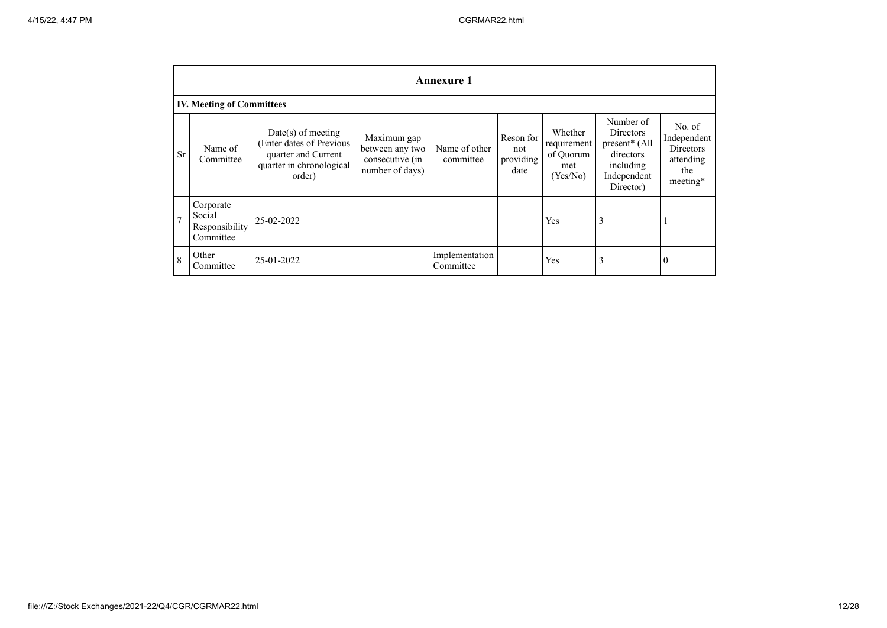## Annexure 1

### IV. Meeting of Committees

| Sr | Name of Committee | Date(s) of meeting (Enter dates of Previous quarter and Current quarter in chronological order) | Maximum gap between any two consecutive (in number of days) | Name of other committee | Reson for not providing date | Whether requirement of Quorum met (Yes/No) | Number of Directors present* (All directors including Independent Director) | No. of Independent Directors attending the meeting* |
|---|---|---|---|---|---|---|---|---|
| 7 | Corporate Social Responsibility Committee | 25-02-2022 | | | | Yes | 3 | 1 |
| 8 | Other Committee | 25-01-2022 | | Implementation Committee | | Yes | 3 | 0 |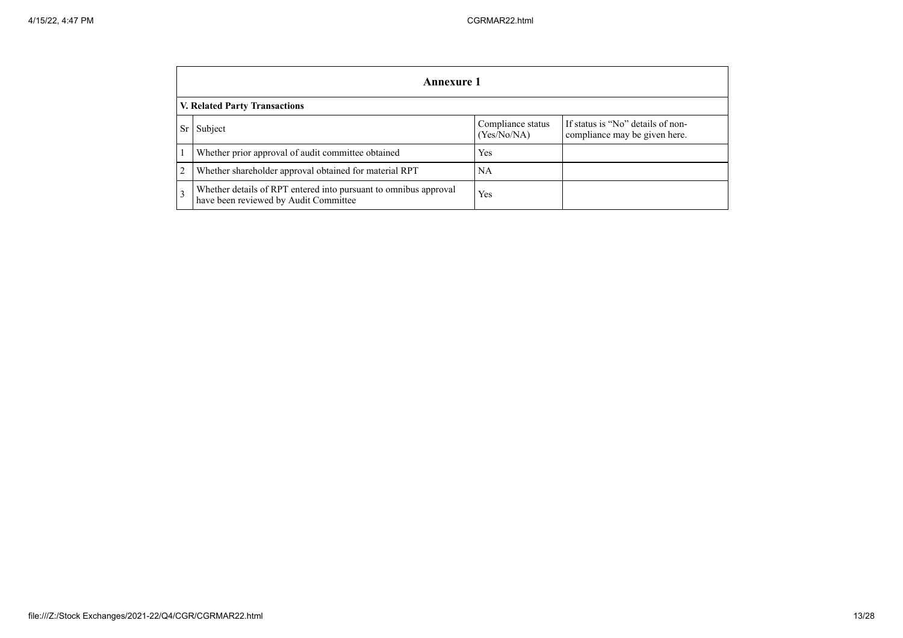| Annexure 1 | | | |
|---|---|---|---|
| **V. Related Party Transactions** | | | |
| Sr | Subject | Compliance status (Yes/No/NA) | If status is "No" details of non-compliance may be given here. |
| 1 | Whether prior approval of audit committee obtained | Yes | |
| 2 | Whether shareholder approval obtained for material RPT | NA | |
| 3 | Whether details of RPT entered into pursuant to omnibus approval have been reviewed by Audit Committee | Yes | |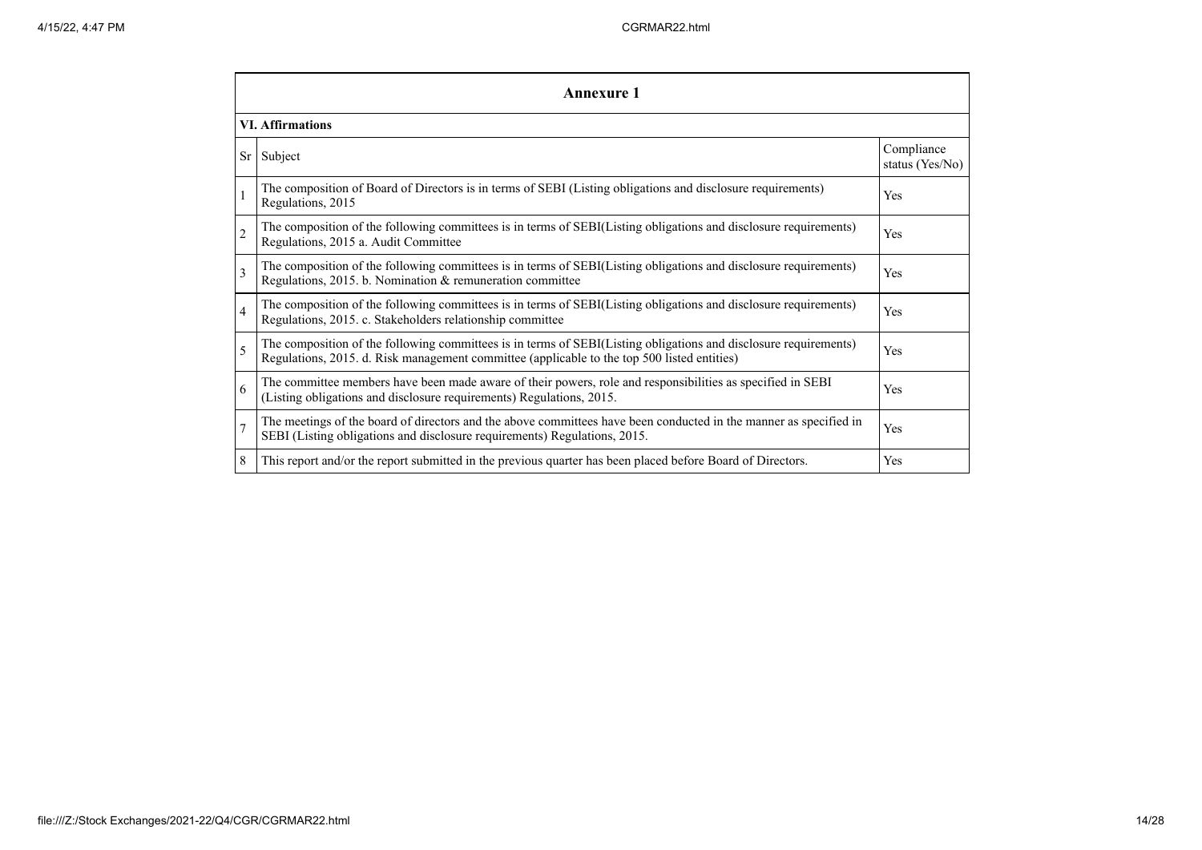| Annexure 1 | | |
|---|---|---|
| **VI. Affirmations** | | |
| Sr | Subject | Compliance status (Yes/No) |
| 1 | The composition of Board of Directors is in terms of SEBI (Listing obligations and disclosure requirements) Regulations, 2015 | Yes |
| 2 | The composition of the following committees is in terms of SEBI(Listing obligations and disclosure requirements) Regulations, 2015 a. Audit Committee | Yes |
| 3 | The composition of the following committees is in terms of SEBI(Listing obligations and disclosure requirements) Regulations, 2015. b. Nomination & remuneration committee | Yes |
| 4 | The composition of the following committees is in terms of SEBI(Listing obligations and disclosure requirements) Regulations, 2015. c. Stakeholders relationship committee | Yes |
| 5 | The composition of the following committees is in terms of SEBI(Listing obligations and disclosure requirements) Regulations, 2015. d. Risk management committee (applicable to the top 500 listed entities) | Yes |
| 6 | The committee members have been made aware of their powers, role and responsibilities as specified in SEBI (Listing obligations and disclosure requirements) Regulations, 2015. | Yes |
| 7 | The meetings of the board of directors and the above committees have been conducted in the manner as specified in SEBI (Listing obligations and disclosure requirements) Regulations, 2015. | Yes |
| 8 | This report and/or the report submitted in the previous quarter has been placed before Board of Directors. | Yes |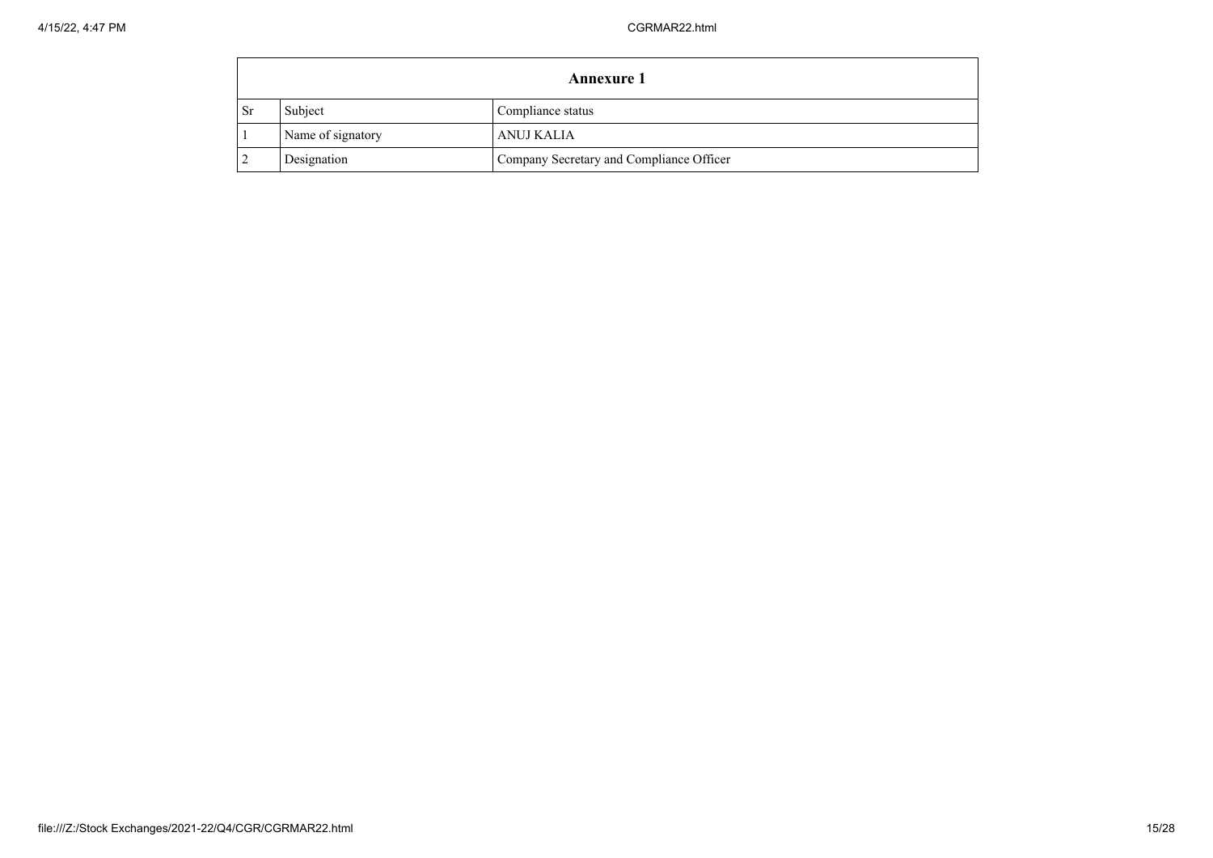| Annexure 1 | | |
|---|---|---|
| Sr | Subject | Compliance status |
| 1 | Name of signatory | ANUJ KALIA |
| 2 | Designation | Company Secretary and Compliance Officer |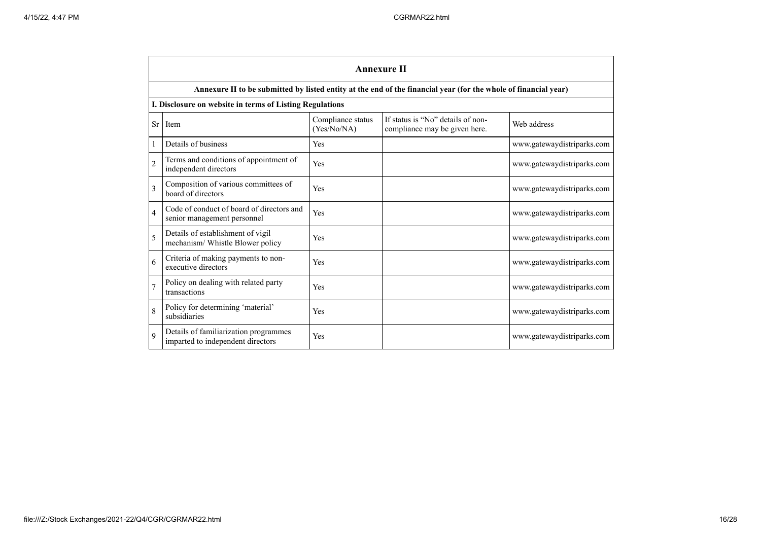## Annexure II

**Annexure II to be submitted by listed entity at the end of the financial year (for the whole of financial year)**

**I. Disclosure on website in terms of Listing Regulations**

| Sr | Item | Compliance status (Yes/No/NA) | If status is "No" details of non-compliance may be given here. | Web address |
|---|---|---|---|---|
| 1 | Details of business | Yes | | www.gatewaydistriparks.com |
| 2 | Terms and conditions of appointment of independent directors | Yes | | www.gatewaydistriparks.com |
| 3 | Composition of various committees of board of directors | Yes | | www.gatewaydistriparks.com |
| 4 | Code of conduct of board of directors and senior management personnel | Yes | | www.gatewaydistriparks.com |
| 5 | Details of establishment of vigil mechanism/ Whistle Blower policy | Yes | | www.gatewaydistriparks.com |
| 6 | Criteria of making payments to non-executive directors | Yes | | www.gatewaydistriparks.com |
| 7 | Policy on dealing with related party transactions | Yes | | www.gatewaydistriparks.com |
| 8 | Policy for determining 'material' subsidiaries | Yes | | www.gatewaydistriparks.com |
| 9 | Details of familiarization programmes imparted to independent directors | Yes | | www.gatewaydistriparks.com |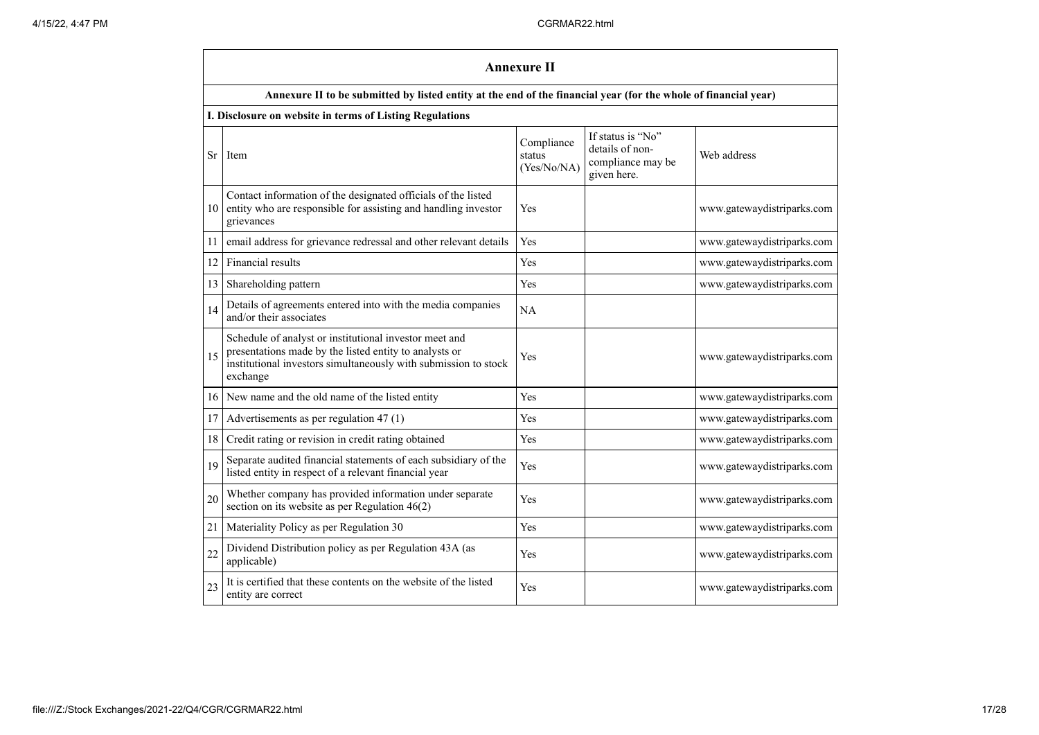## Annexure II

### Annexure II to be submitted by listed entity at the end of the financial year (for the whole of financial year)

**I. Disclosure on website in terms of Listing Regulations**

| Sr | Item | Compliance status (Yes/No/NA) | If status is "No" details of non-compliance may be given here. | Web address |
|---|---|---|---|---|
| 10 | Contact information of the designated officials of the listed entity who are responsible for assisting and handling investor grievances | Yes | | www.gatewaydistriparks.com |
| 11 | email address for grievance redressal and other relevant details | Yes | | www.gatewaydistriparks.com |
| 12 | Financial results | Yes | | www.gatewaydistriparks.com |
| 13 | Shareholding pattern | Yes | | www.gatewaydistriparks.com |
| 14 | Details of agreements entered into with the media companies and/or their associates | NA | | |
| 15 | Schedule of analyst or institutional investor meet and presentations made by the listed entity to analysts or institutional investors simultaneously with submission to stock exchange | Yes | | www.gatewaydistriparks.com |
| 16 | New name and the old name of the listed entity | Yes | | www.gatewaydistriparks.com |
| 17 | Advertisements as per regulation 47 (1) | Yes | | www.gatewaydistriparks.com |
| 18 | Credit rating or revision in credit rating obtained | Yes | | www.gatewaydistriparks.com |
| 19 | Separate audited financial statements of each subsidiary of the listed entity in respect of a relevant financial year | Yes | | www.gatewaydistriparks.com |
| 20 | Whether company has provided information under separate section on its website as per Regulation 46(2) | Yes | | www.gatewaydistriparks.com |
| 21 | Materiality Policy as per Regulation 30 | Yes | | www.gatewaydistriparks.com |
| 22 | Dividend Distribution policy as per Regulation 43A (as applicable) | Yes | | www.gatewaydistriparks.com |
| 23 | It is certified that these contents on the website of the listed entity are correct | Yes | | www.gatewaydistriparks.com |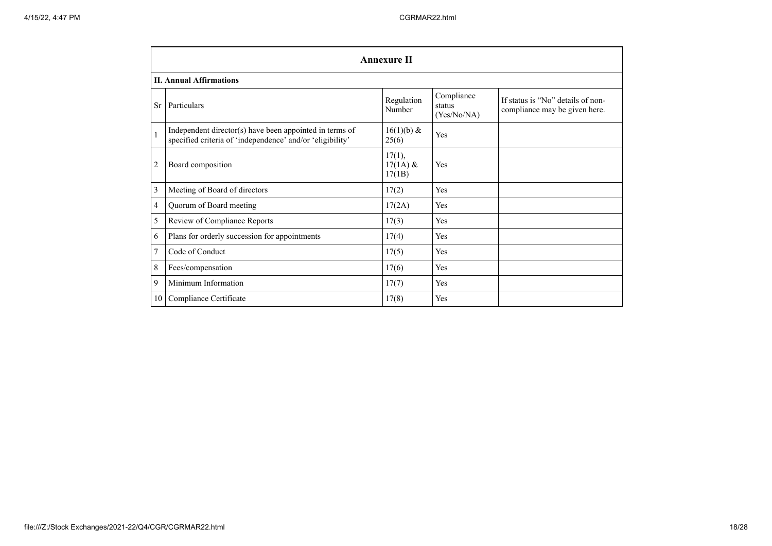## Annexure II

### II. Annual Affirmations

| Sr | Particulars | Regulation Number | Compliance status (Yes/No/NA) | If status is "No" details of non-compliance may be given here. |
|---|---|---|---|---|
| 1 | Independent director(s) have been appointed in terms of specified criteria of 'independence' and/or 'eligibility' | 16(1)(b) & 25(6) | Yes | |
| 2 | Board composition | 17(1), 17(1A) & 17(1B) | Yes | |
| 3 | Meeting of Board of directors | 17(2) | Yes | |
| 4 | Quorum of Board meeting | 17(2A) | Yes | |
| 5 | Review of Compliance Reports | 17(3) | Yes | |
| 6 | Plans for orderly succession for appointments | 17(4) | Yes | |
| 7 | Code of Conduct | 17(5) | Yes | |
| 8 | Fees/compensation | 17(6) | Yes | |
| 9 | Minimum Information | 17(7) | Yes | |
| 10 | Compliance Certificate | 17(8) | Yes | |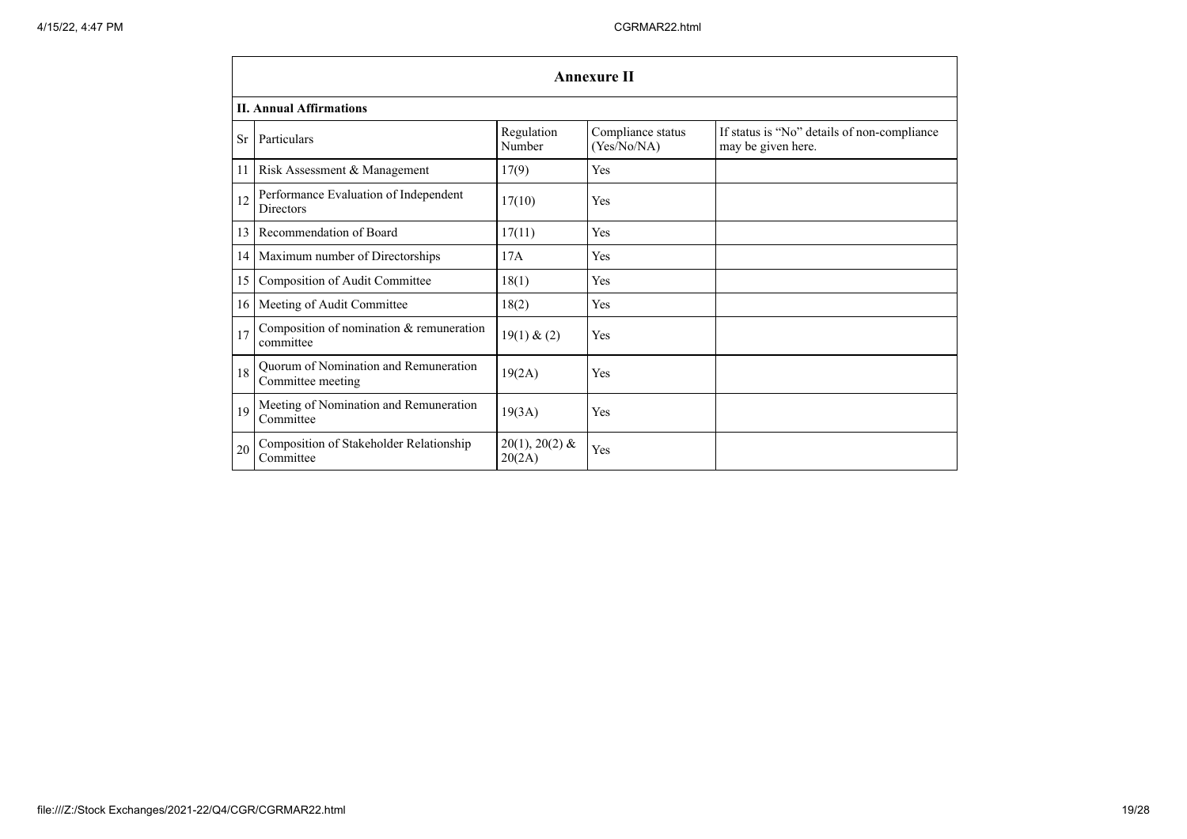## Annexure II

### II. Annual Affirmations

| Sr | Particulars | Regulation Number | Compliance status (Yes/No/NA) | If status is "No" details of non-compliance may be given here. |
|---|---|---|---|---|
| 11 | Risk Assessment & Management | 17(9) | Yes | |
| 12 | Performance Evaluation of Independent Directors | 17(10) | Yes | |
| 13 | Recommendation of Board | 17(11) | Yes | |
| 14 | Maximum number of Directorships | 17A | Yes | |
| 15 | Composition of Audit Committee | 18(1) | Yes | |
| 16 | Meeting of Audit Committee | 18(2) | Yes | |
| 17 | Composition of nomination & remuneration committee | 19(1) & (2) | Yes | |
| 18 | Quorum of Nomination and Remuneration Committee meeting | 19(2A) | Yes | |
| 19 | Meeting of Nomination and Remuneration Committee | 19(3A) | Yes | |
| 20 | Composition of Stakeholder Relationship Committee | 20(1), 20(2) & 20(2A) | Yes | |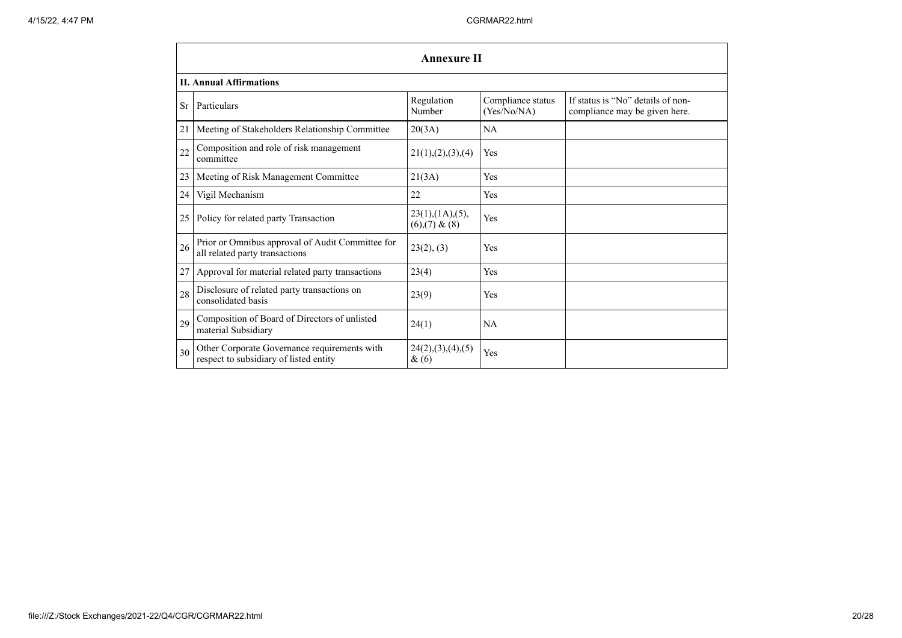## Annexure II

### II. Annual Affirmations

| Sr | Particulars | Regulation Number | Compliance status (Yes/No/NA) | If status is "No" details of non-compliance may be given here. |
|---|---|---|---|---|
| 21 | Meeting of Stakeholders Relationship Committee | 20(3A) | NA | |
| 22 | Composition and role of risk management committee | 21(1),(2),(3),(4) | Yes | |
| 23 | Meeting of Risk Management Committee | 21(3A) | Yes | |
| 24 | Vigil Mechanism | 22 | Yes | |
| 25 | Policy for related party Transaction | 23(1),(1A),(5),(6),(7) & (8) | Yes | |
| 26 | Prior or Omnibus approval of Audit Committee for all related party transactions | 23(2), (3) | Yes | |
| 27 | Approval for material related party transactions | 23(4) | Yes | |
| 28 | Disclosure of related party transactions on consolidated basis | 23(9) | Yes | |
| 29 | Composition of Board of Directors of unlisted material Subsidiary | 24(1) | NA | |
| 30 | Other Corporate Governance requirements with respect to subsidiary of listed entity | 24(2),(3),(4),(5) & (6) | Yes | |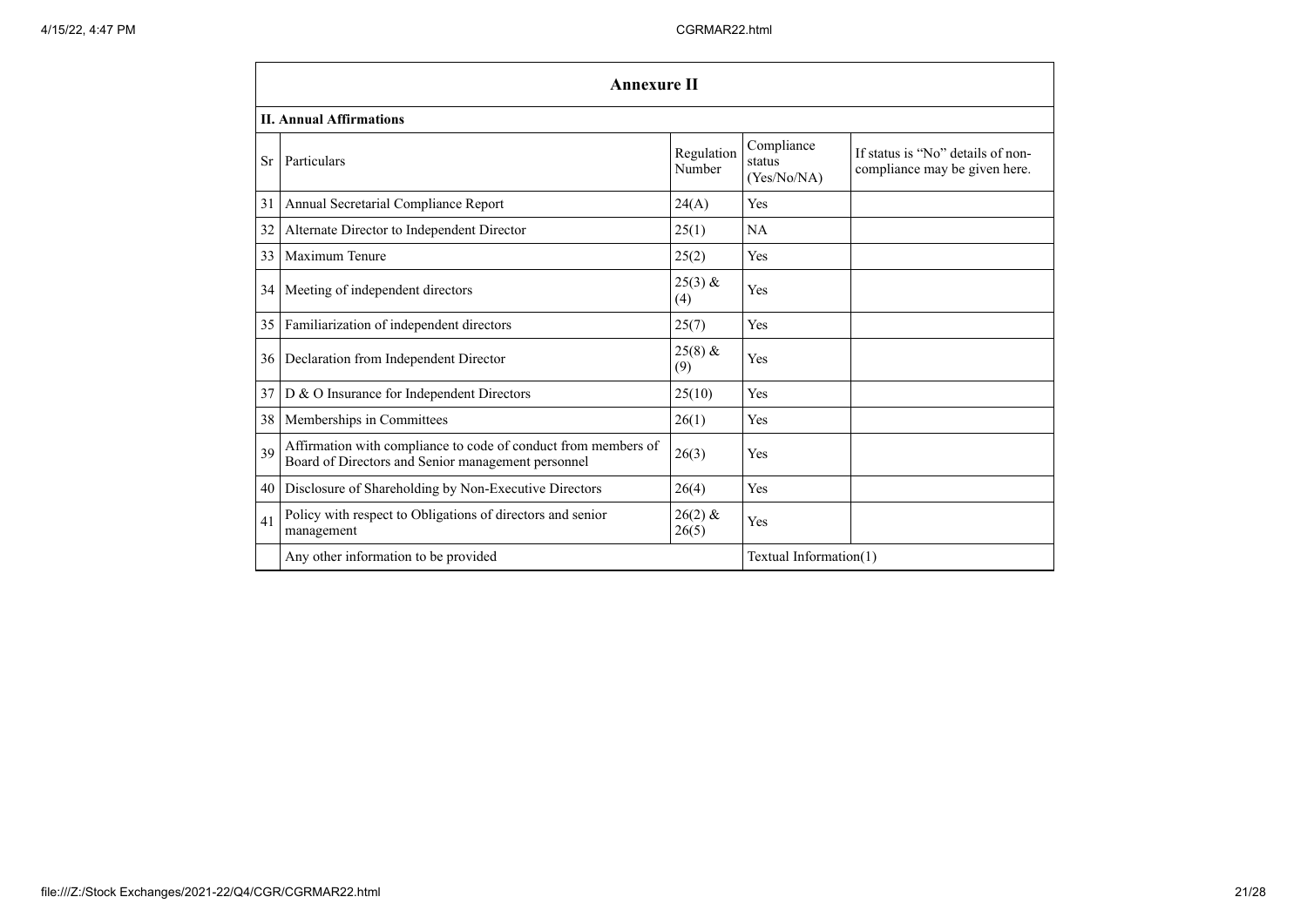## Annexure II

### II. Annual Affirmations

| Sr | Particulars | Regulation Number | Compliance status (Yes/No/NA) | If status is "No" details of non-compliance may be given here. |
|---|---|---|---|---|
| 31 | Annual Secretarial Compliance Report | 24(A) | Yes | |
| 32 | Alternate Director to Independent Director | 25(1) | NA | |
| 33 | Maximum Tenure | 25(2) | Yes | |
| 34 | Meeting of independent directors | 25(3) & (4) | Yes | |
| 35 | Familiarization of independent directors | 25(7) | Yes | |
| 36 | Declaration from Independent Director | 25(8) & (9) | Yes | |
| 37 | D & O Insurance for Independent Directors | 25(10) | Yes | |
| 38 | Memberships in Committees | 26(1) | Yes | |
| 39 | Affirmation with compliance to code of conduct from members of Board of Directors and Senior management personnel | 26(3) | Yes | |
| 40 | Disclosure of Shareholding by Non-Executive Directors | 26(4) | Yes | |
| 41 | Policy with respect to Obligations of directors and senior management | 26(2) & 26(5) | Yes | |
| | Any other information to be provided | | Textual Information(1) | |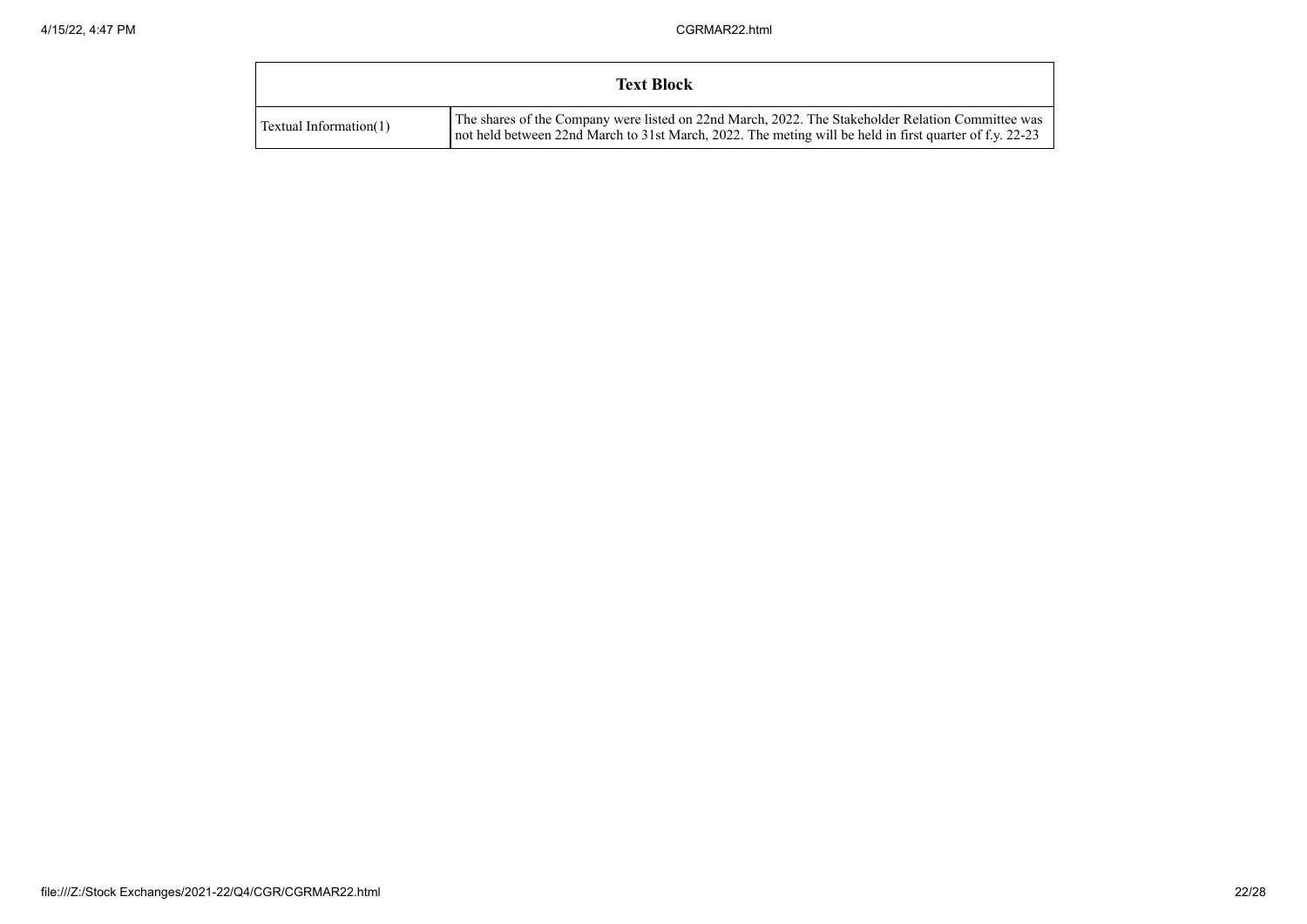| Text Block | |
|---|---|
| Textual Information(1) | The shares of the Company were listed on 22nd March, 2022. The Stakeholder Relation Committee was not held between 22nd March to 31st March, 2022. The meting will be held in first quarter of f.y. 22-23 |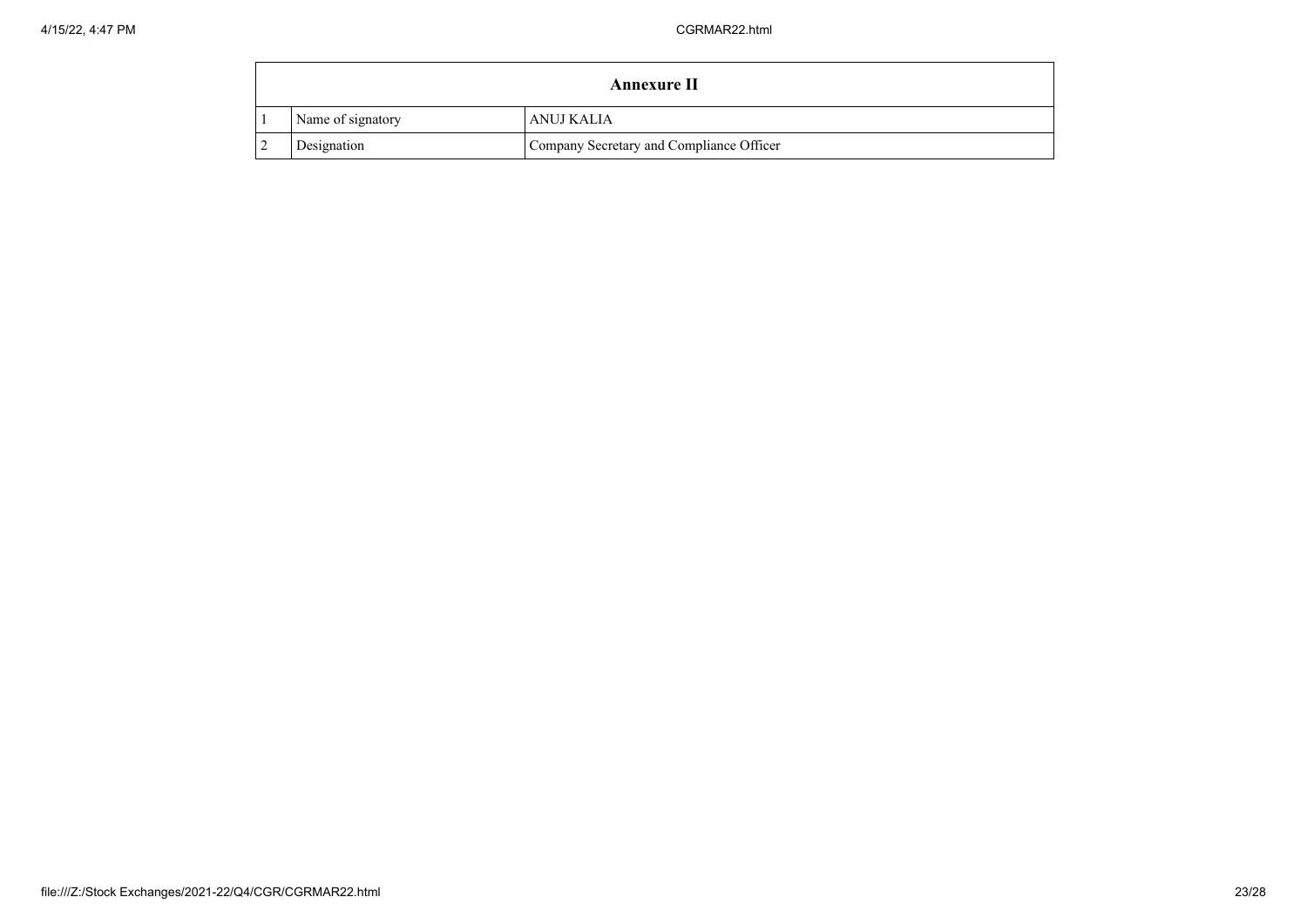| Annexure II | | |
|---|---|---|
| 1 | Name of signatory | ANUJ KALIA |
| 2 | Designation | Company Secretary and Compliance Officer |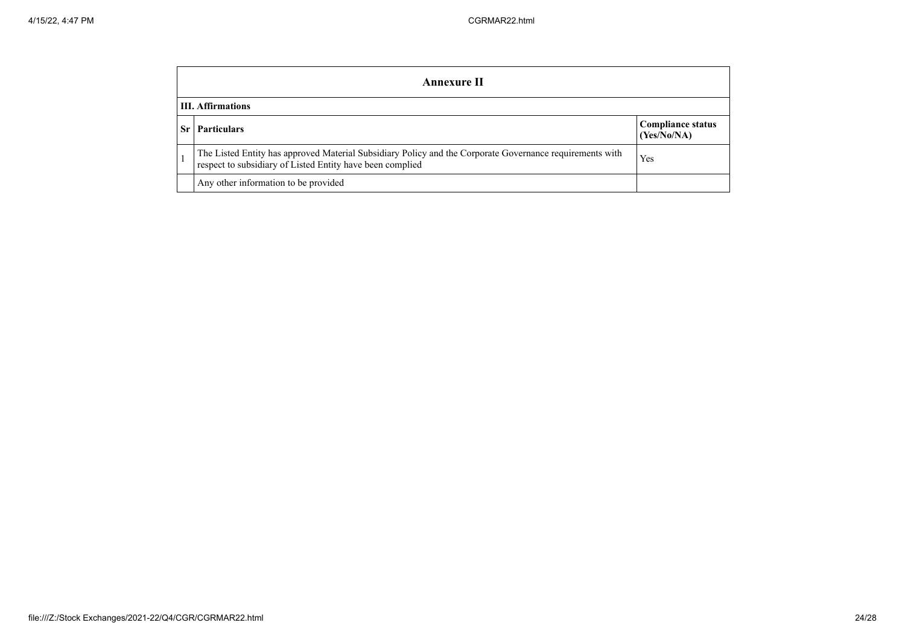| **Annexure II** | | |
|---|---|---|
| **III. Affirmations** | | |
| **Sr** | **Particulars** | **Compliance status (Yes/No/NA)** |
| 1 | The Listed Entity has approved Material Subsidiary Policy and the Corporate Governance requirements with respect to subsidiary of Listed Entity have been complied | Yes |
| | Any other information to be provided | |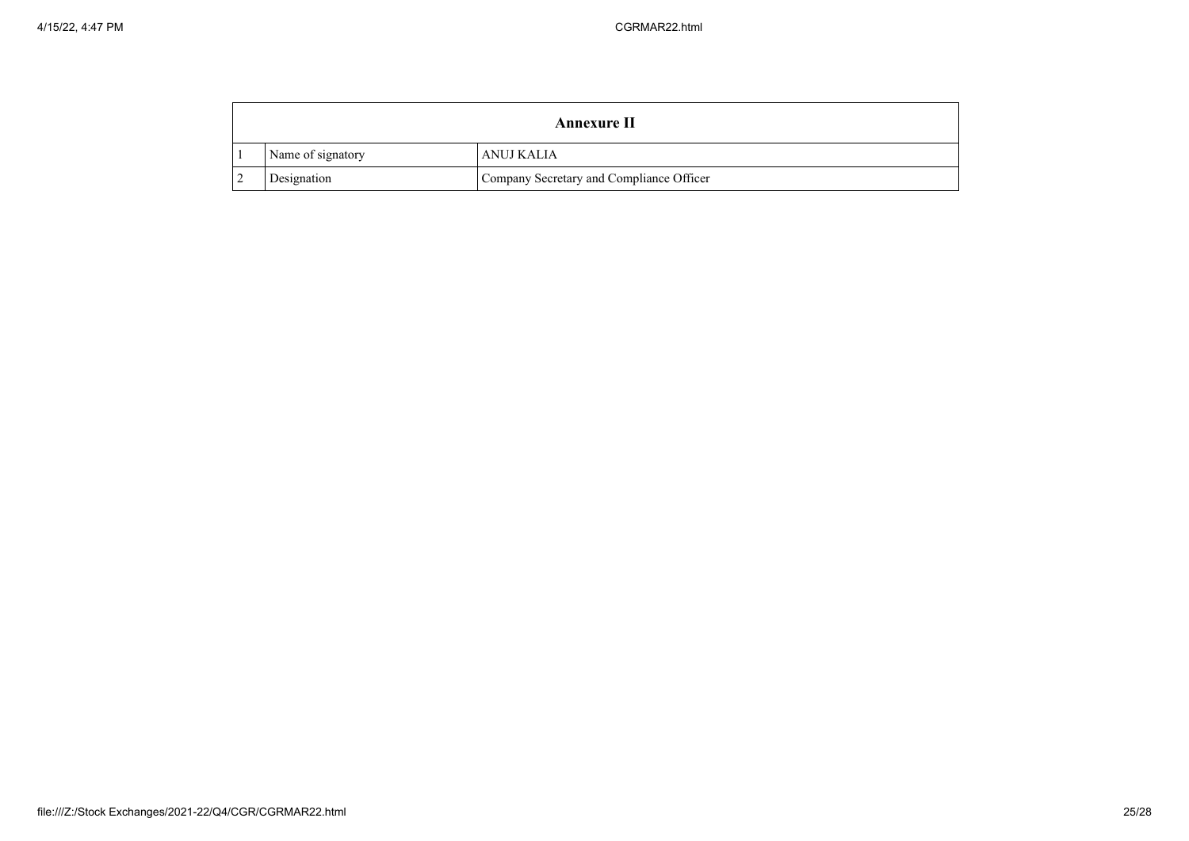| Annexure II | | |
|---|---|---|
| 1 | Name of signatory | ANUJ KALIA |
| 2 | Designation | Company Secretary and Compliance Officer |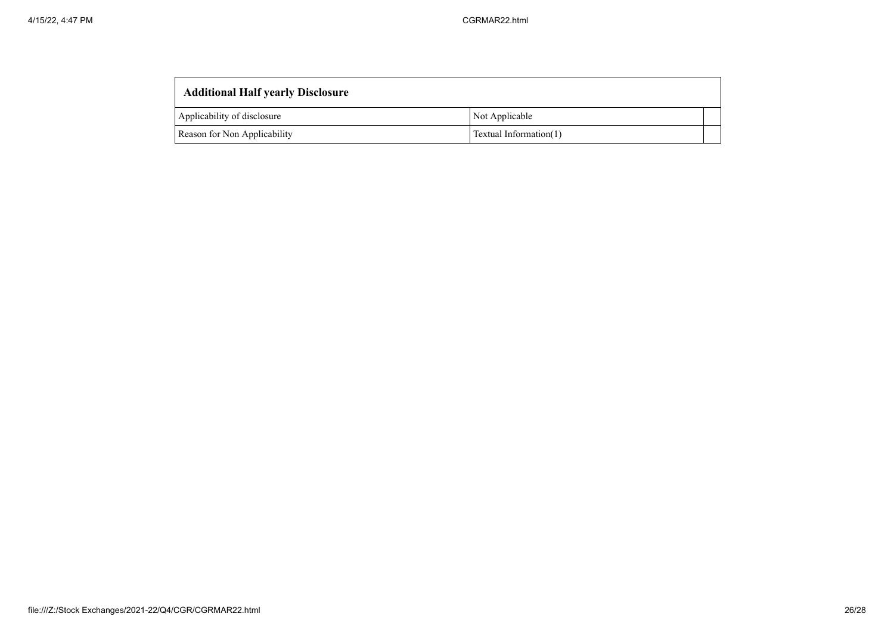| Additional Half yearly Disclosure | | |
|---|---|---|
| Applicability of disclosure | Not Applicable | |
| Reason for Non Applicability | Textual Information(1) | |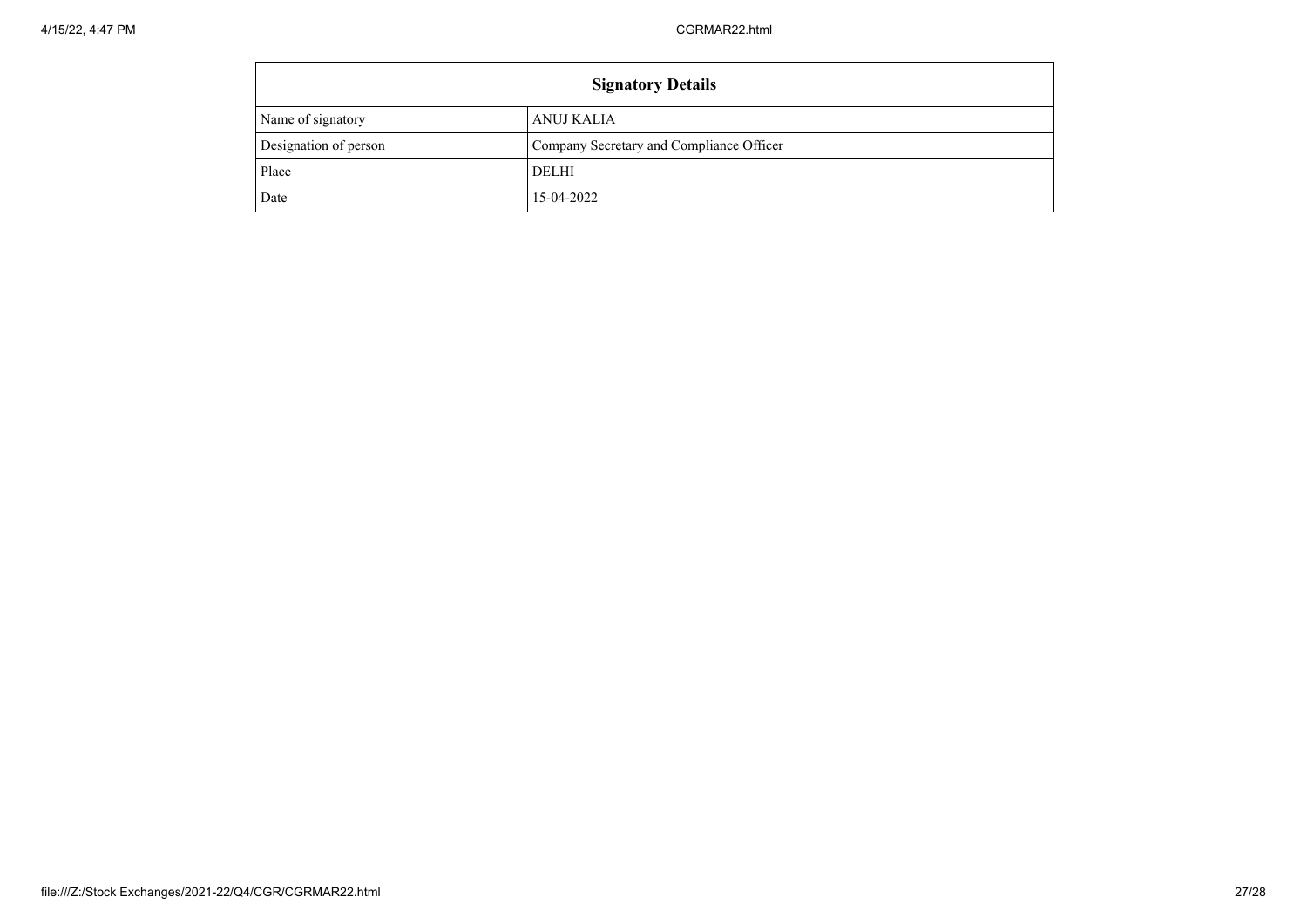| Signatory Details | |
|---|---|
| Name of signatory | ANUJ KALIA |
| Designation of person | Company Secretary and Compliance Officer |
| Place | DELHI |
| Date | 15-04-2022 |